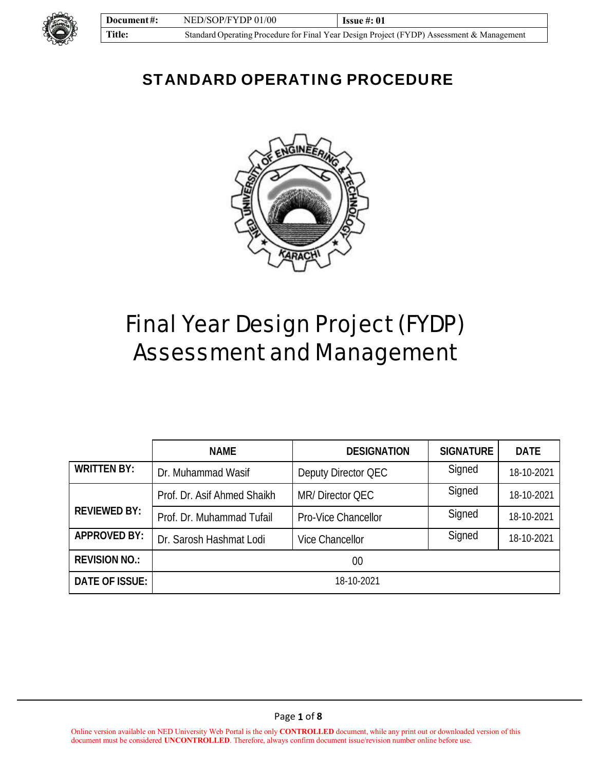| Document#: | NED/SOP/FYDP 01/00 | Issue #: 01 |
|---|---|---|
| Title: | Standard Operating Procedure for Final Year Design Project (FYDP) Assessment & Management | |

# STANDARD OPERATING PROCEDURE

# Final Year Design Project (FYDP) Assessment and Management

| | NAME | DESIGNATION | SIGNATURE | DATE |
|---|---|---|---|---|
| WRITTEN BY: | Dr. Muhammad Wasif | Deputy Director QEC | Signed | 18-10-2021 |
| REVIEWED BY: | Prof. Dr. Asif Ahmed Shaikh | MR/ Director QEC | Signed | 18-10-2021 |
| | Prof. Dr. Muhammad Tufail | Pro-Vice Chancellor | Signed | 18-10-2021 |
| APPROVED BY: | Dr. Sarosh Hashmat Lodi | Vice Chancellor | Signed | 18-10-2021 |
| REVISION NO.: | 00 | | | |
| DATE OF ISSUE: | 18-10-2021 | | | |

Online version available on NED University Web Portal is the only **CONTROLLED** document, while any print out or downloaded version of this document must be considered **UNCONTROLLED**. Therefore, always confirm document issue/revision number online before use.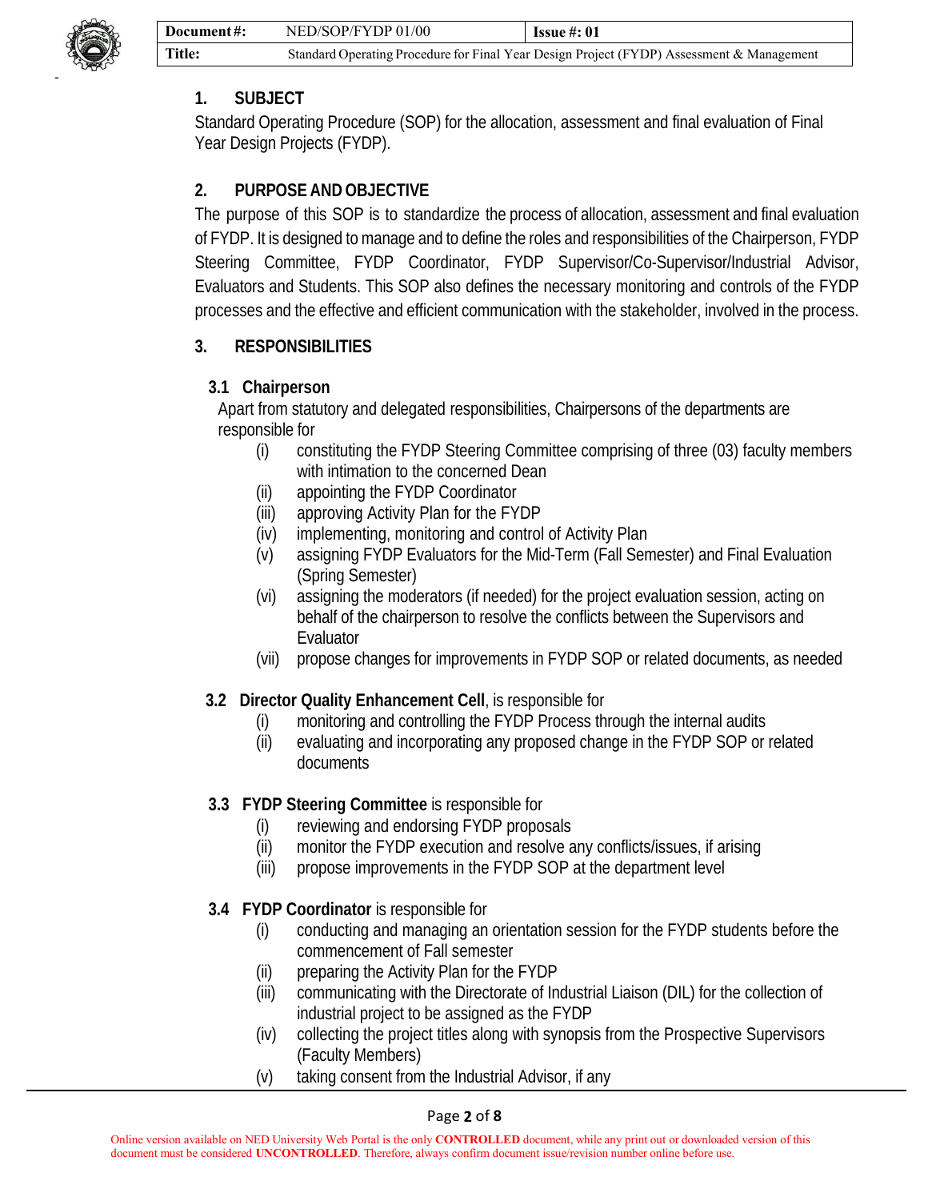## 1. SUBJECT

Standard Operating Procedure (SOP) for the allocation, assessment and final evaluation of Final Year Design Projects (FYDP).

## 2. PURPOSE AND OBJECTIVE

The purpose of this SOP is to standardize the process of allocation, assessment and final evaluation of FYDP. It is designed to manage and to define the roles and responsibilities of the Chairperson, FYDP Steering Committee, FYDP Coordinator, FYDP Supervisor/Co-Supervisor/Industrial Advisor, Evaluators and Students. This SOP also defines the necessary monitoring and controls of the FYDP processes and the effective and efficient communication with the stakeholder, involved in the process.

## 3. RESPONSIBILITIES

### 3.1 Chairperson

Apart from statutory and delegated responsibilities, Chairpersons of the departments are responsible for

- (i) constituting the FYDP Steering Committee comprising of three (03) faculty members with intimation to the concerned Dean
- (ii) appointing the FYDP Coordinator
- (iii) approving Activity Plan for the FYDP
- (iv) implementing, monitoring and control of Activity Plan
- (v) assigning FYDP Evaluators for the Mid-Term (Fall Semester) and Final Evaluation (Spring Semester)
- (vi) assigning the moderators (if needed) for the project evaluation session, acting on behalf of the chairperson to resolve the conflicts between the Supervisors and Evaluator
- (vii) propose changes for improvements in FYDP SOP or related documents, as needed

### 3.2 Director Quality Enhancement Cell, is responsible for

- (i) monitoring and controlling the FYDP Process through the internal audits
- (ii) evaluating and incorporating any proposed change in the FYDP SOP or related documents

### 3.3 FYDP Steering Committee is responsible for

- (i) reviewing and endorsing FYDP proposals
- (ii) monitor the FYDP execution and resolve any conflicts/issues, if arising
- (iii) propose improvements in the FYDP SOP at the department level

### 3.4 FYDP Coordinator is responsible for

- (i) conducting and managing an orientation session for the FYDP students before the commencement of Fall semester
- (ii) preparing the Activity Plan for the FYDP
- (iii) communicating with the Directorate of Industrial Liaison (DIL) for the collection of industrial project to be assigned as the FYDP
- (iv) collecting the project titles along with synopsis from the Prospective Supervisors (Faculty Members)
- (v) taking consent from the Industrial Advisor, if any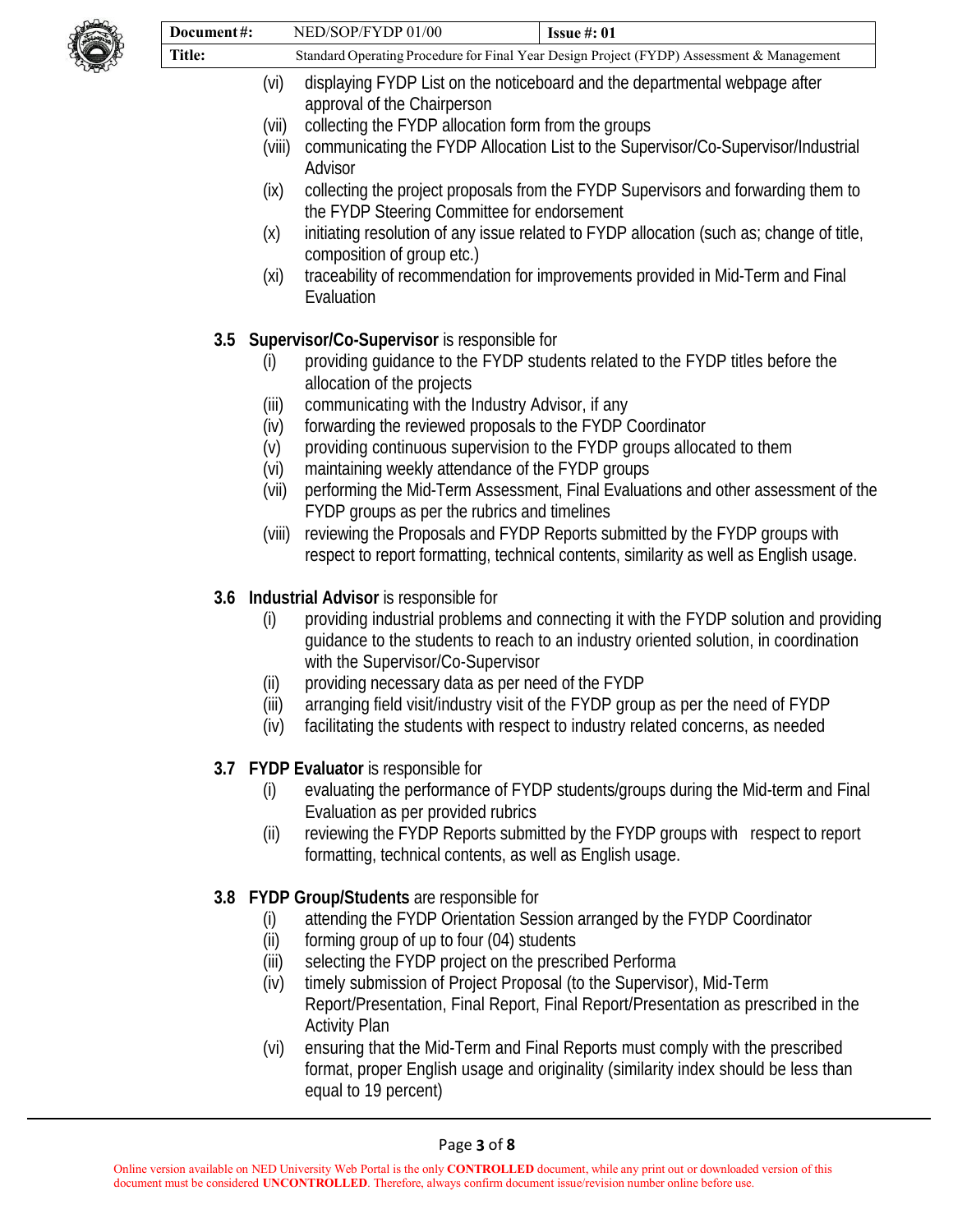(vi) displaying FYDP List on the noticeboard and the departmental webpage after approval of the Chairperson

(vii) collecting the FYDP allocation form from the groups

(viii) communicating the FYDP Allocation List to the Supervisor/Co-Supervisor/Industrial Advisor

(ix) collecting the project proposals from the FYDP Supervisors and forwarding them to the FYDP Steering Committee for endorsement

(x) initiating resolution of any issue related to FYDP allocation (such as; change of title, composition of group etc.)

(xi) traceability of recommendation for improvements provided in Mid-Term and Final Evaluation

**3.5 Supervisor/Co-Supervisor** is responsible for

(i) providing guidance to the FYDP students related to the FYDP titles before the allocation of the projects

(iii) communicating with the Industry Advisor, if any

(iv) forwarding the reviewed proposals to the FYDP Coordinator

(v) providing continuous supervision to the FYDP groups allocated to them

(vi) maintaining weekly attendance of the FYDP groups

(vii) performing the Mid-Term Assessment, Final Evaluations and other assessment of the FYDP groups as per the rubrics and timelines

(viii) reviewing the Proposals and FYDP Reports submitted by the FYDP groups with respect to report formatting, technical contents, similarity as well as English usage.

**3.6 Industrial Advisor** is responsible for

(i) providing industrial problems and connecting it with the FYDP solution and providing guidance to the students to reach to an industry oriented solution, in coordination with the Supervisor/Co-Supervisor

(ii) providing necessary data as per need of the FYDP

(iii) arranging field visit/industry visit of the FYDP group as per the need of FYDP

(iv) facilitating the students with respect to industry related concerns, as needed

**3.7 FYDP Evaluator** is responsible for

(i) evaluating the performance of FYDP students/groups during the Mid-term and Final Evaluation as per provided rubrics

(ii) reviewing the FYDP Reports submitted by the FYDP groups with respect to report formatting, technical contents, as well as English usage.

**3.8 FYDP Group/Students** are responsible for

(i) attending the FYDP Orientation Session arranged by the FYDP Coordinator

(ii) forming group of up to four (04) students

(iii) selecting the FYDP project on the prescribed Performa

(iv) timely submission of Project Proposal (to the Supervisor), Mid-Term Report/Presentation, Final Report, Final Report/Presentation as prescribed in the Activity Plan

(vi) ensuring that the Mid-Term and Final Reports must comply with the prescribed format, proper English usage and originality (similarity index should be less than equal to 19 percent)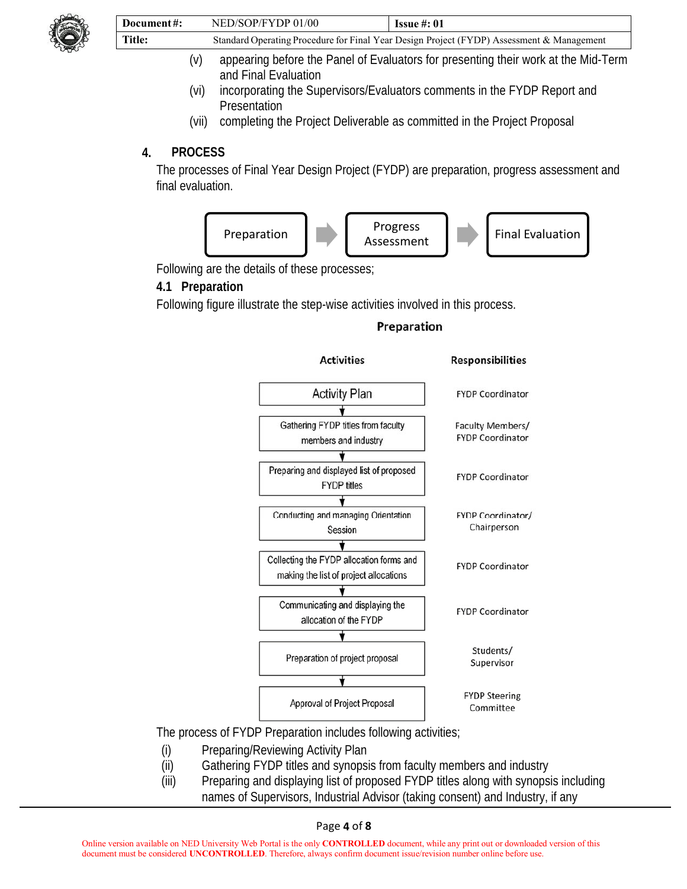(v) appearing before the Panel of Evaluators for presenting their work at the Mid-Term and Final Evaluation

(vi) incorporating the Supervisors/Evaluators comments in the FYDP Report and Presentation

(vii) completing the Project Deliverable as committed in the Project Proposal

## 4. PROCESS

The processes of Final Year Design Project (FYDP) are preparation, progress assessment and final evaluation.

Preparation → Progress Assessment → Final Evaluation

Following are the details of these processes;

### 4.1 Preparation

Following figure illustrate the step-wise activities involved in this process.

**Preparation**

| Activities | Responsibilities |
|---|---|
| Activity Plan | FYDP Coordinator |
| Gathering FYDP titles from faculty members and industry | Faculty Members/ FYDP Coordinator |
| Preparing and displayed list of proposed FYDP titles | FYDP Coordinator |
| Conducting and managing Orientation Session | FYDP Coordinator/ Chairperson |
| Collecting the FYDP allocation forms and making the list of project allocations | FYDP Coordinator |
| Communicating and displaying the allocation of the FYDP | FYDP Coordinator |
| Preparation of project proposal | Students/ Supervisor |
| Approval of Project Proposal | FYDP Steering Committee |

The process of FYDP Preparation includes following activities;

(i) Preparing/Reviewing Activity Plan

(ii) Gathering FYDP titles and synopsis from faculty members and industry

(iii) Preparing and displaying list of proposed FYDP titles along with synopsis including names of Supervisors, Industrial Advisor (taking consent) and Industry, if any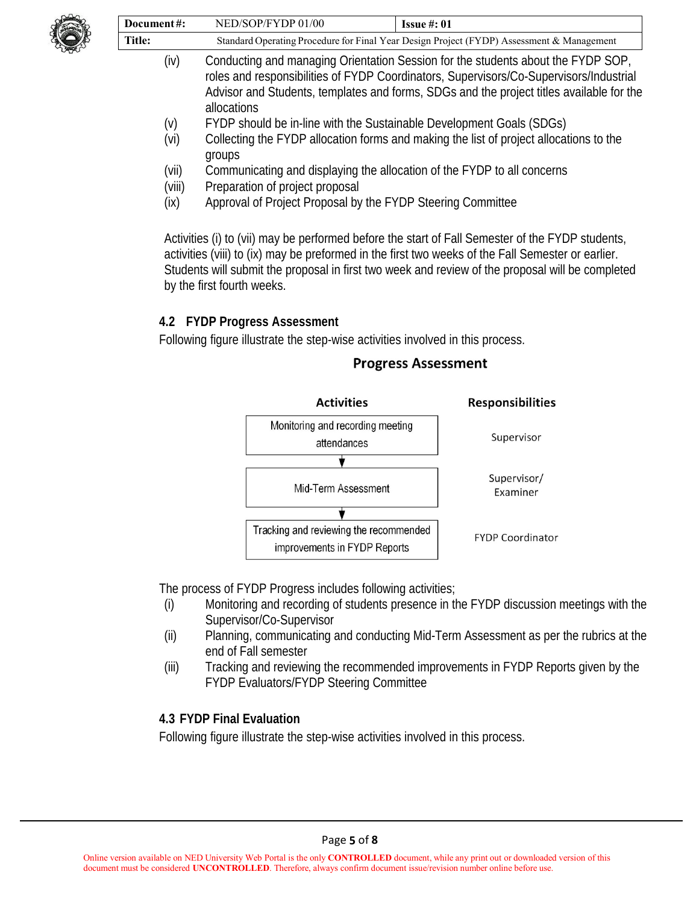(iv) Conducting and managing Orientation Session for the students about the FYDP SOP, roles and responsibilities of FYDP Coordinators, Supervisors/Co-Supervisors/Industrial Advisor and Students, templates and forms, SDGs and the project titles available for the allocations

(v) FYDP should be in-line with the Sustainable Development Goals (SDGs)

(vi) Collecting the FYDP allocation forms and making the list of project allocations to the groups

(vii) Communicating and displaying the allocation of the FYDP to all concerns

(viii) Preparation of project proposal

(ix) Approval of Project Proposal by the FYDP Steering Committee

Activities (i) to (vii) may be performed before the start of Fall Semester of the FYDP students, activities (viii) to (ix) may be preformed in the first two weeks of the Fall Semester or earlier. Students will submit the proposal in first two week and review of the proposal will be completed by the first fourth weeks.

### 4.2 FYDP Progress Assessment

Following figure illustrate the step-wise activities involved in this process.

**Progress Assessment**

| Activities | Responsibilities |
| --- | --- |
| Monitoring and recording meeting attendances | Supervisor |
| ↓ Mid-Term Assessment | Supervisor/ Examiner |
| ↓ Tracking and reviewing the recommended improvements in FYDP Reports | FYDP Coordinator |

The process of FYDP Progress includes following activities;

(i) Monitoring and recording of students presence in the FYDP discussion meetings with the Supervisor/Co-Supervisor

(ii) Planning, communicating and conducting Mid-Term Assessment as per the rubrics at the end of Fall semester

(iii) Tracking and reviewing the recommended improvements in FYDP Reports given by the FYDP Evaluators/FYDP Steering Committee

### 4.3 FYDP Final Evaluation

Following figure illustrate the step-wise activities involved in this process.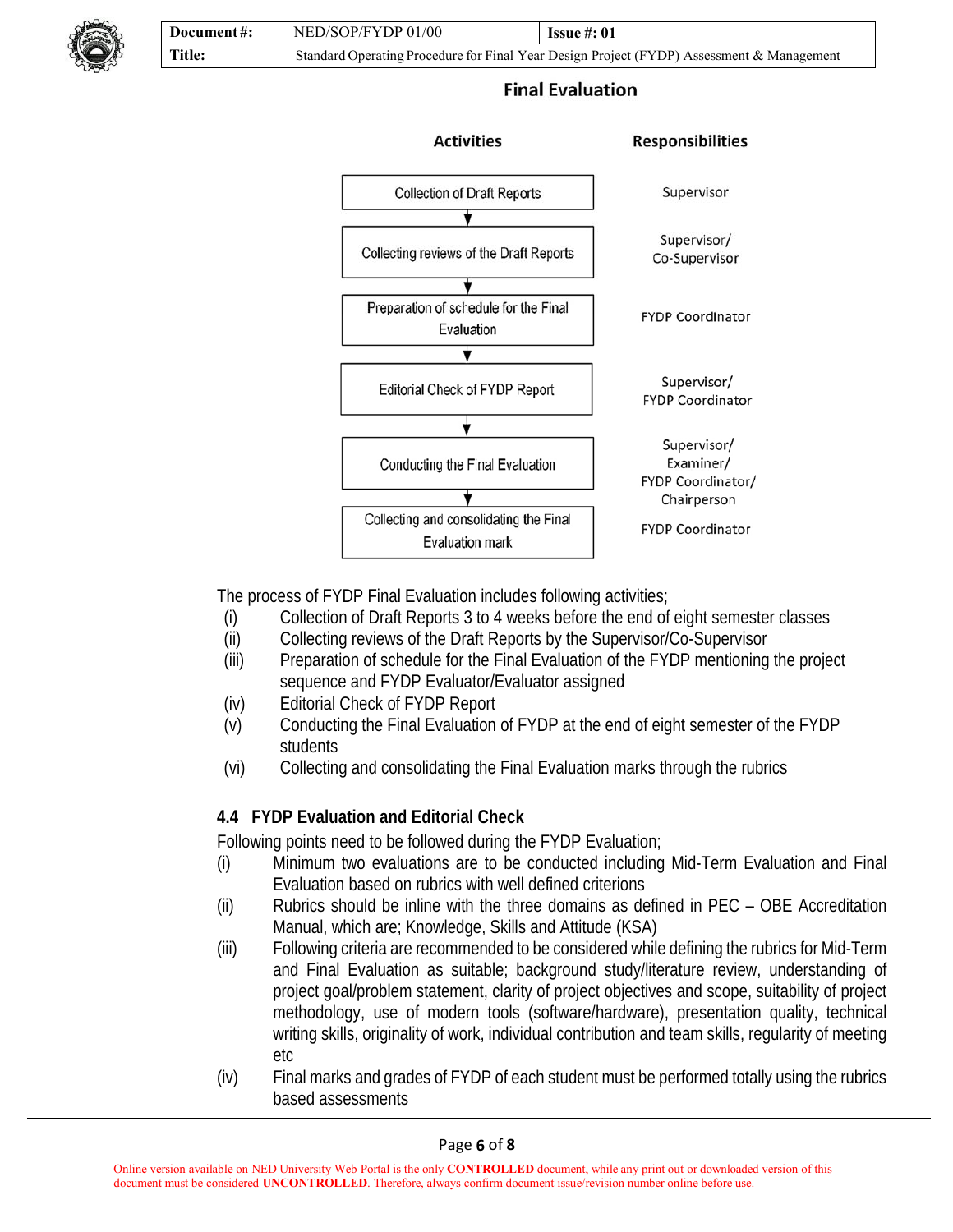## Final Evaluation

| Activities | Responsibilities |
|---|---|
| Collection of Draft Reports | Supervisor |
| Collecting reviews of the Draft Reports | Supervisor/ Co-Supervisor |
| Preparation of schedule for the Final Evaluation | FYDP Coordinator |
| Editorial Check of FYDP Report | Supervisor/ FYDP Coordinator |
| Conducting the Final Evaluation | Supervisor/ Examiner/ FYDP Coordinator/ Chairperson |
| Collecting and consolidating the Final Evaluation mark | FYDP Coordinator |

The process of FYDP Final Evaluation includes following activities;

(i) Collection of Draft Reports 3 to 4 weeks before the end of eight semester classes

(ii) Collecting reviews of the Draft Reports by the Supervisor/Co-Supervisor

(iii) Preparation of schedule for the Final Evaluation of the FYDP mentioning the project sequence and FYDP Evaluator/Evaluator assigned

(iv) Editorial Check of FYDP Report

(v) Conducting the Final Evaluation of FYDP at the end of eight semester of the FYDP students

(vi) Collecting and consolidating the Final Evaluation marks through the rubrics

### 4.4 FYDP Evaluation and Editorial Check

Following points need to be followed during the FYDP Evaluation;

(i) Minimum two evaluations are to be conducted including Mid-Term Evaluation and Final Evaluation based on rubrics with well defined criterions

(ii) Rubrics should be inline with the three domains as defined in PEC – OBE Accreditation Manual, which are; Knowledge, Skills and Attitude (KSA)

(iii) Following criteria are recommended to be considered while defining the rubrics for Mid-Term and Final Evaluation as suitable; background study/literature review, understanding of project goal/problem statement, clarity of project objectives and scope, suitability of project methodology, use of modern tools (software/hardware), presentation quality, technical writing skills, originality of work, individual contribution and team skills, regularity of meeting etc

(iv) Final marks and grades of FYDP of each student must be performed totally using the rubrics based assessments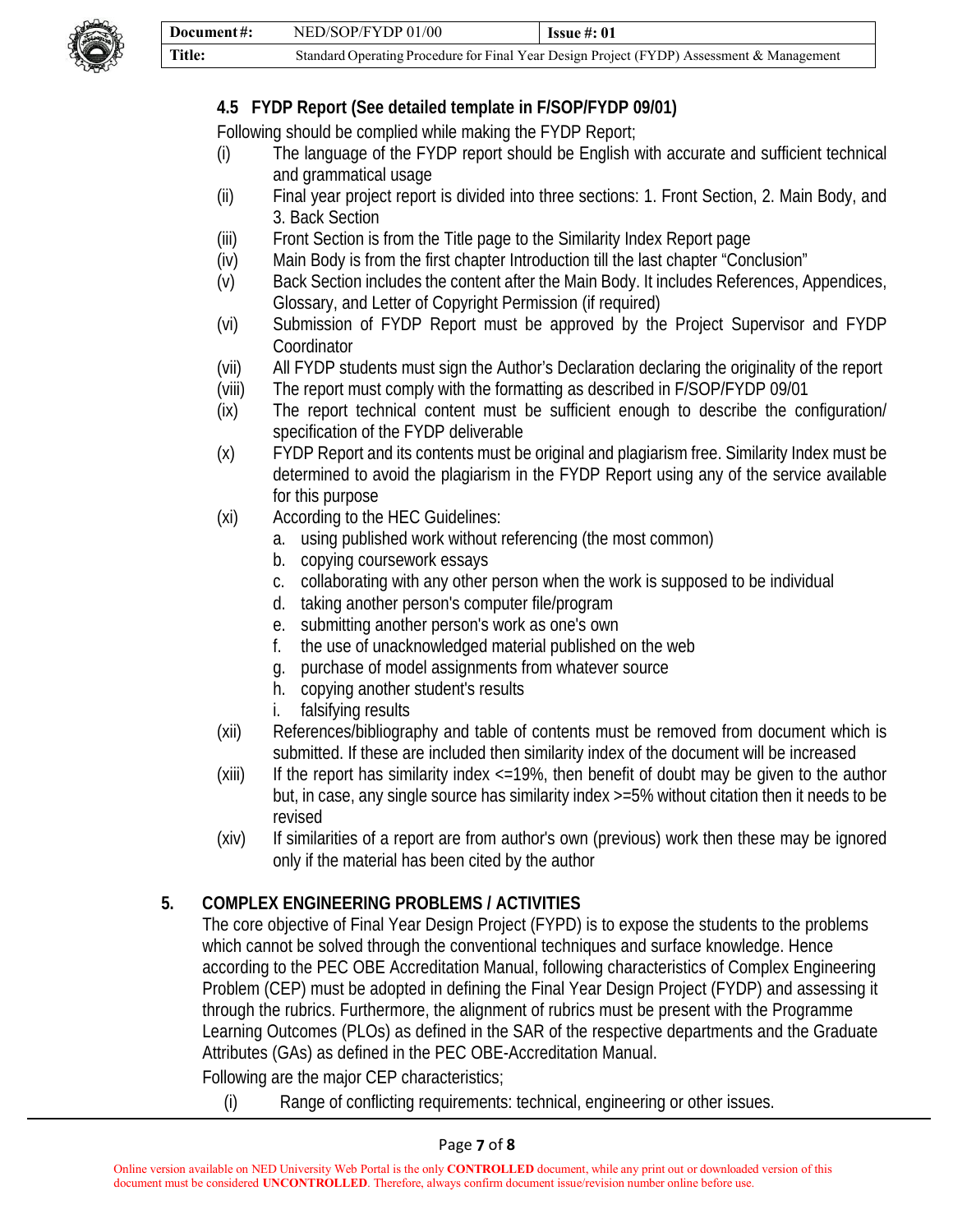### 4.5 FYDP Report (See detailed template in F/SOP/FYDP 09/01)

Following should be complied while making the FYDP Report;

(i) The language of the FYDP report should be English with accurate and sufficient technical and grammatical usage

(ii) Final year project report is divided into three sections: 1. Front Section, 2. Main Body, and 3. Back Section

(iii) Front Section is from the Title page to the Similarity Index Report page

(iv) Main Body is from the first chapter Introduction till the last chapter "Conclusion"

(v) Back Section includes the content after the Main Body. It includes References, Appendices, Glossary, and Letter of Copyright Permission (if required)

(vi) Submission of FYDP Report must be approved by the Project Supervisor and FYDP Coordinator

(vii) All FYDP students must sign the Author's Declaration declaring the originality of the report

(viii) The report must comply with the formatting as described in F/SOP/FYDP 09/01

(ix) The report technical content must be sufficient enough to describe the configuration/ specification of the FYDP deliverable

(x) FYDP Report and its contents must be original and plagiarism free. Similarity Index must be determined to avoid the plagiarism in the FYDP Report using any of the service available for this purpose

(xi) According to the HEC Guidelines:
   a. using published work without referencing (the most common)
   b. copying coursework essays
   c. collaborating with any other person when the work is supposed to be individual
   d. taking another person's computer file/program
   e. submitting another person's work as one's own
   f. the use of unacknowledged material published on the web
   g. purchase of model assignments from whatever source
   h. copying another student's results
   i. falsifying results

(xii) References/bibliography and table of contents must be removed from document which is submitted. If these are included then similarity index of the document will be increased

(xiii) If the report has similarity index <=19%, then benefit of doubt may be given to the author but, in case, any single source has similarity index >=5% without citation then it needs to be revised

(xiv) If similarities of a report are from author's own (previous) work then these may be ignored only if the material has been cited by the author

## 5. COMPLEX ENGINEERING PROBLEMS / ACTIVITIES

The core objective of Final Year Design Project (FYPD) is to expose the students to the problems which cannot be solved through the conventional techniques and surface knowledge. Hence according to the PEC OBE Accreditation Manual, following characteristics of Complex Engineering Problem (CEP) must be adopted in defining the Final Year Design Project (FYDP) and assessing it through the rubrics. Furthermore, the alignment of rubrics must be present with the Programme Learning Outcomes (PLOs) as defined in the SAR of the respective departments and the Graduate Attributes (GAs) as defined in the PEC OBE-Accreditation Manual.

Following are the major CEP characteristics;

(i) Range of conflicting requirements: technical, engineering or other issues.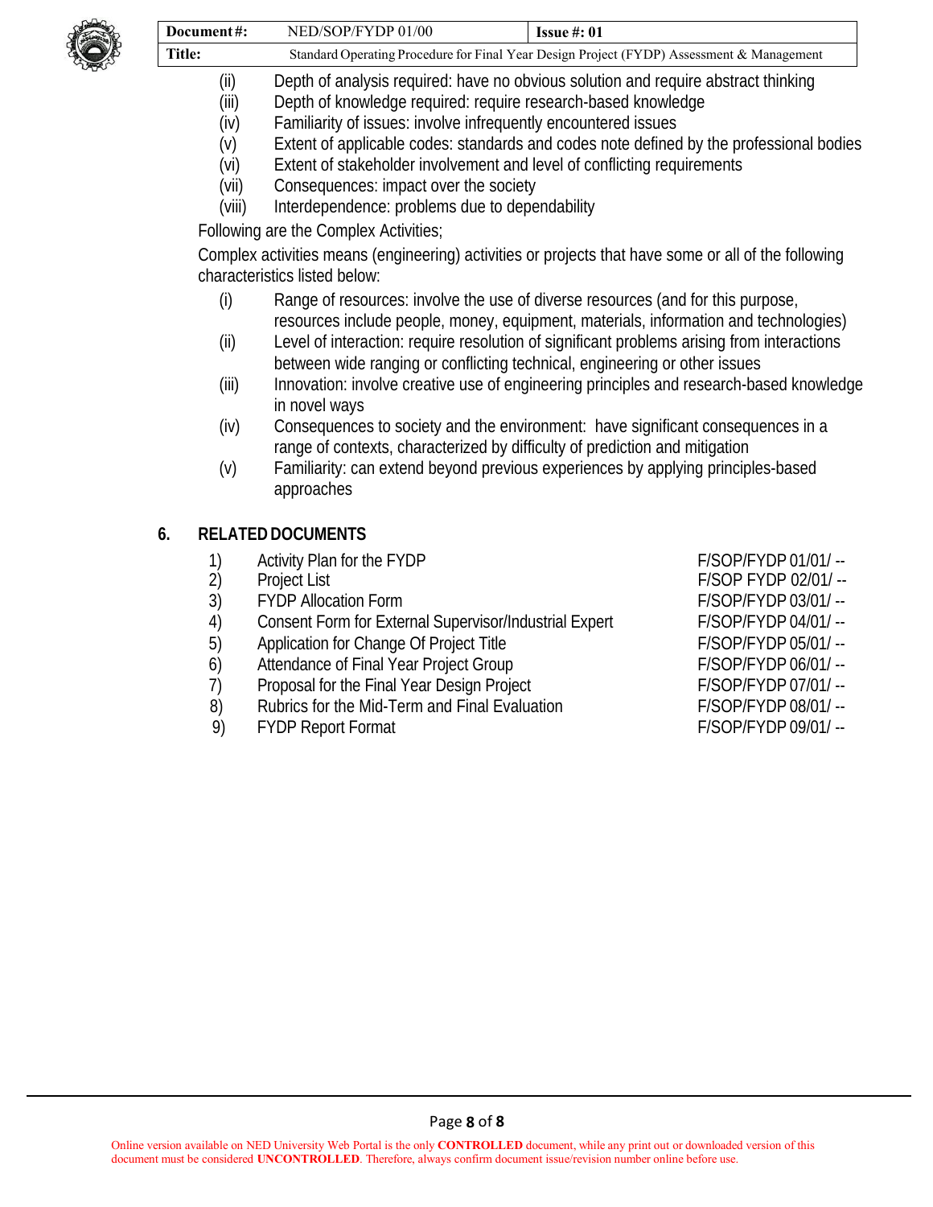(ii) Depth of analysis required: have no obvious solution and require abstract thinking
(iii) Depth of knowledge required: require research-based knowledge
(iv) Familiarity of issues: involve infrequently encountered issues
(v) Extent of applicable codes: standards and codes note defined by the professional bodies
(vi) Extent of stakeholder involvement and level of conflicting requirements
(vii) Consequences: impact over the society
(viii) Interdependence: problems due to dependability

Following are the Complex Activities;

Complex activities means (engineering) activities or projects that have some or all of the following characteristics listed below:

(i) Range of resources: involve the use of diverse resources (and for this purpose, resources include people, money, equipment, materials, information and technologies)
(ii) Level of interaction: require resolution of significant problems arising from interactions between wide ranging or conflicting technical, engineering or other issues
(iii) Innovation: involve creative use of engineering principles and research-based knowledge in novel ways
(iv) Consequences to society and the environment: have significant consequences in a range of contexts, characterized by difficulty of prediction and mitigation
(v) Familiarity: can extend beyond previous experiences by applying principles-based approaches

## 6. RELATED DOCUMENTS

| | | |
|---|---|---|
| 1) | Activity Plan for the FYDP | F/SOP/FYDP 01/01/ -- |
| 2) | Project List | F/SOP FYDP 02/01/ -- |
| 3) | FYDP Allocation Form | F/SOP/FYDP 03/01/ -- |
| 4) | Consent Form for External Supervisor/Industrial Expert | F/SOP/FYDP 04/01/ -- |
| 5) | Application for Change Of Project Title | F/SOP/FYDP 05/01/ -- |
| 6) | Attendance of Final Year Project Group | F/SOP/FYDP 06/01/ -- |
| 7) | Proposal for the Final Year Design Project | F/SOP/FYDP 07/01/ -- |
| 8) | Rubrics for the Mid-Term and Final Evaluation | F/SOP/FYDP 08/01/ -- |
| 9) | FYDP Report Format | F/SOP/FYDP 09/01/ -- |